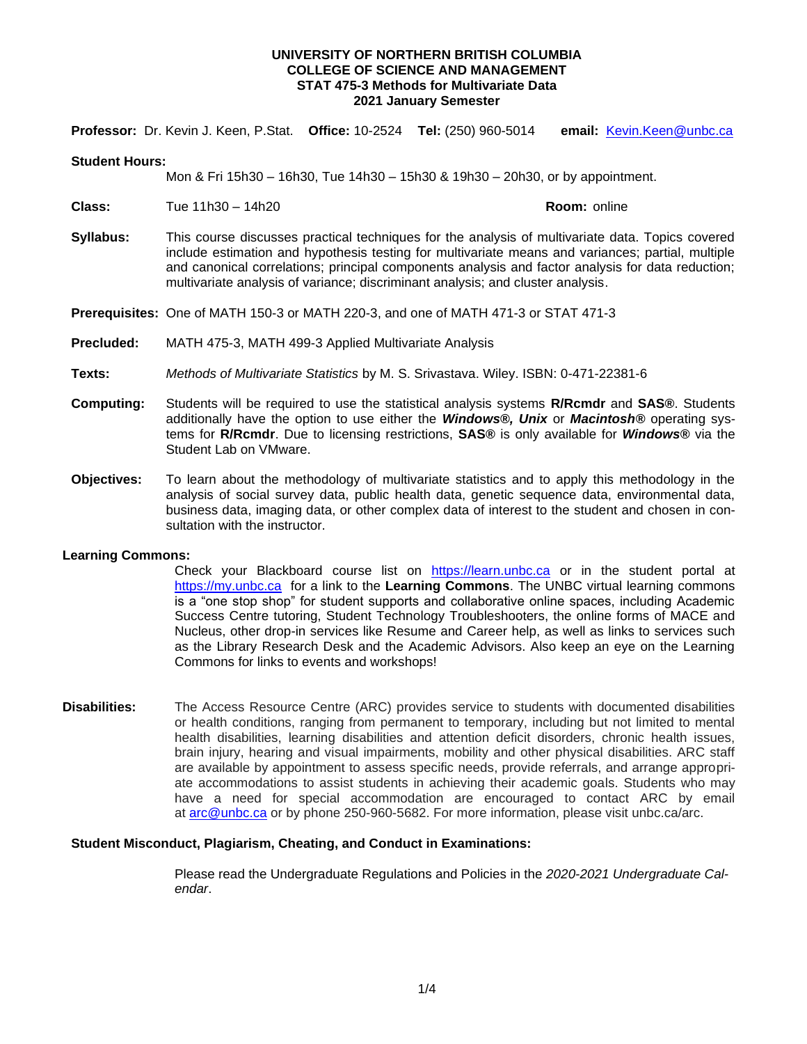# UNIVERSITY OF NORTHERN BRITISH COLUMBIA
## COLLEGE OF SCIENCE AND MANAGEMENT
## STAT 475-3 Methods for Multivariate Data
## 2021 January Semester

**Professor:** Dr. Kevin J. Keen, P.Stat. **Office:** 10-2524 **Tel:** (250) 960-5014 **email:** Kevin.Keen@unbc.ca

**Student Hours:**
Mon & Fri 15h30 – 16h30, Tue 14h30 – 15h30 & 19h30 – 20h30, or by appointment.

**Class:** Tue 11h30 – 14h20 **Room:** online

**Syllabus:** This course discusses practical techniques for the analysis of multivariate data. Topics covered include estimation and hypothesis testing for multivariate means and variances; partial, multiple and canonical correlations; principal components analysis and factor analysis for data reduction; multivariate analysis of variance; discriminant analysis; and cluster analysis.

**Prerequisites:** One of MATH 150-3 or MATH 220-3, and one of MATH 471-3 or STAT 471-3

**Precluded:** MATH 475-3, MATH 499-3 Applied Multivariate Analysis

**Texts:** *Methods of Multivariate Statistics* by M. S. Srivastava. Wiley. ISBN: 0-471-22381-6

**Computing:** Students will be required to use the statistical analysis systems **R/Rcmdr** and **SAS®**. Students additionally have the option to use either the ***Windows®, Unix*** or ***Macintosh®*** operating systems for **R/Rcmdr**. Due to licensing restrictions, **SAS®** is only available for ***Windows®*** via the Student Lab on VMware.

**Objectives:** To learn about the methodology of multivariate statistics and to apply this methodology in the analysis of social survey data, public health data, genetic sequence data, environmental data, business data, imaging data, or other complex data of interest to the student and chosen in consultation with the instructor.

**Learning Commons:**
Check your Blackboard course list on https://learn.unbc.ca or in the student portal at https://my.unbc.ca for a link to the **Learning Commons**. The UNBC virtual learning commons is a "one stop shop" for student supports and collaborative online spaces, including Academic Success Centre tutoring, Student Technology Troubleshooters, the online forms of MACE and Nucleus, other drop-in services like Resume and Career help, as well as links to services such as the Library Research Desk and the Academic Advisors. Also keep an eye on the Learning Commons for links to events and workshops!

**Disabilities:** The Access Resource Centre (ARC) provides service to students with documented disabilities or health conditions, ranging from permanent to temporary, including but not limited to mental health disabilities, learning disabilities and attention deficit disorders, chronic health issues, brain injury, hearing and visual impairments, mobility and other physical disabilities. ARC staff are available by appointment to assess specific needs, provide referrals, and arrange appropriate accommodations to assist students in achieving their academic goals. Students who may have a need for special accommodation are encouraged to contact ARC by email at arc@unbc.ca or by phone 250-960-5682. For more information, please visit unbc.ca/arc.

**Student Misconduct, Plagiarism, Cheating, and Conduct in Examinations:**

Please read the Undergraduate Regulations and Policies in the *2020-2021 Undergraduate Calendar*.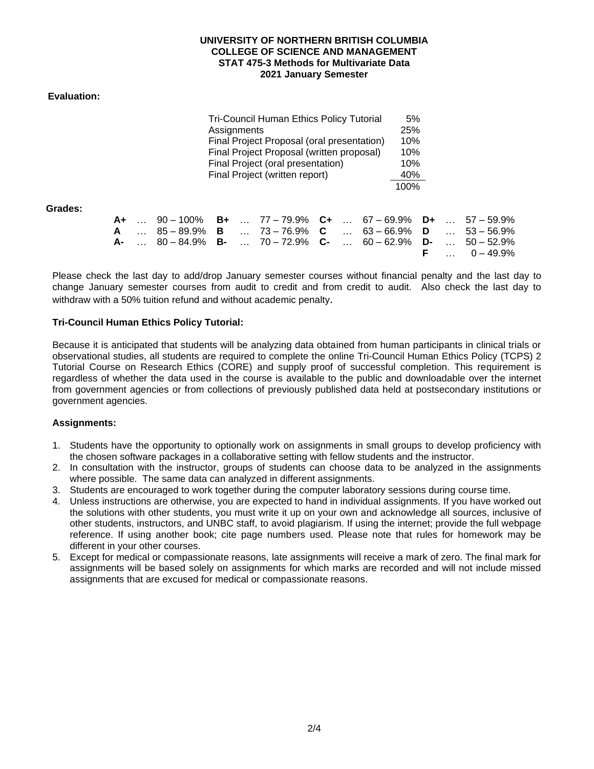**UNIVERSITY OF NORTHERN BRITISH COLUMBIA**
**COLLEGE OF SCIENCE AND MANAGEMENT**
**STAT 475-3 Methods for Multivariate Data**
**2021 January Semester**

**Evaluation:**

| Component | Weight |
|---|---|
| Tri-Council Human Ethics Policy Tutorial | 5% |
| Assignments | 25% |
| Final Project Proposal (oral presentation) | 10% |
| Final Project Proposal (written proposal) | 10% |
| Final Project (oral presentation) | 10% |
| Final Project (written report) | 40% |
| | 100% |

**Grades:**

| Grade | Range | Grade | Range | Grade | Range | Grade | Range |
|---|---|---|---|---|---|---|---|
| **A+** | 90 – 100% | **B+** | 77 – 79.9% | **C+** | 67 – 69.9% | **D+** | 57 – 59.9% |
| **A** | 85 – 89.9% | **B** | 73 – 76.9% | **C** | 63 – 66.9% | **D** | 53 – 56.9% |
| **A-** | 80 – 84.9% | **B-** | 70 – 72.9% | **C-** | 60 – 62.9% | **D-** | 50 – 52.9% |
| | | | | | | **F** | 0 – 49.9% |

Please check the last day to add/drop January semester courses without financial penalty and the last day to change January semester courses from audit to credit and from credit to audit. Also check the last day to withdraw with a 50% tuition refund and without academic penalty.

**Tri-Council Human Ethics Policy Tutorial:**

Because it is anticipated that students will be analyzing data obtained from human participants in clinical trials or observational studies, all students are required to complete the online Tri-Council Human Ethics Policy (TCPS) 2 Tutorial Course on Research Ethics (CORE) and supply proof of successful completion. This requirement is regardless of whether the data used in the course is available to the public and downloadable over the internet from government agencies or from collections of previously published data held at postsecondary institutions or government agencies.

**Assignments:**

1. Students have the opportunity to optionally work on assignments in small groups to develop proficiency with the chosen software packages in a collaborative setting with fellow students and the instructor.
2. In consultation with the instructor, groups of students can choose data to be analyzed in the assignments where possible. The same data can analyzed in different assignments.
3. Students are encouraged to work together during the computer laboratory sessions during course time.
4. Unless instructions are otherwise, you are expected to hand in individual assignments. If you have worked out the solutions with other students, you must write it up on your own and acknowledge all sources, inclusive of other students, instructors, and UNBC staff, to avoid plagiarism. If using the internet; provide the full webpage reference. If using another book; cite page numbers used. Please note that rules for homework may be different in your other courses.
5. Except for medical or compassionate reasons, late assignments will receive a mark of zero. The final mark for assignments will be based solely on assignments for which marks are recorded and will not include missed assignments that are excused for medical or compassionate reasons.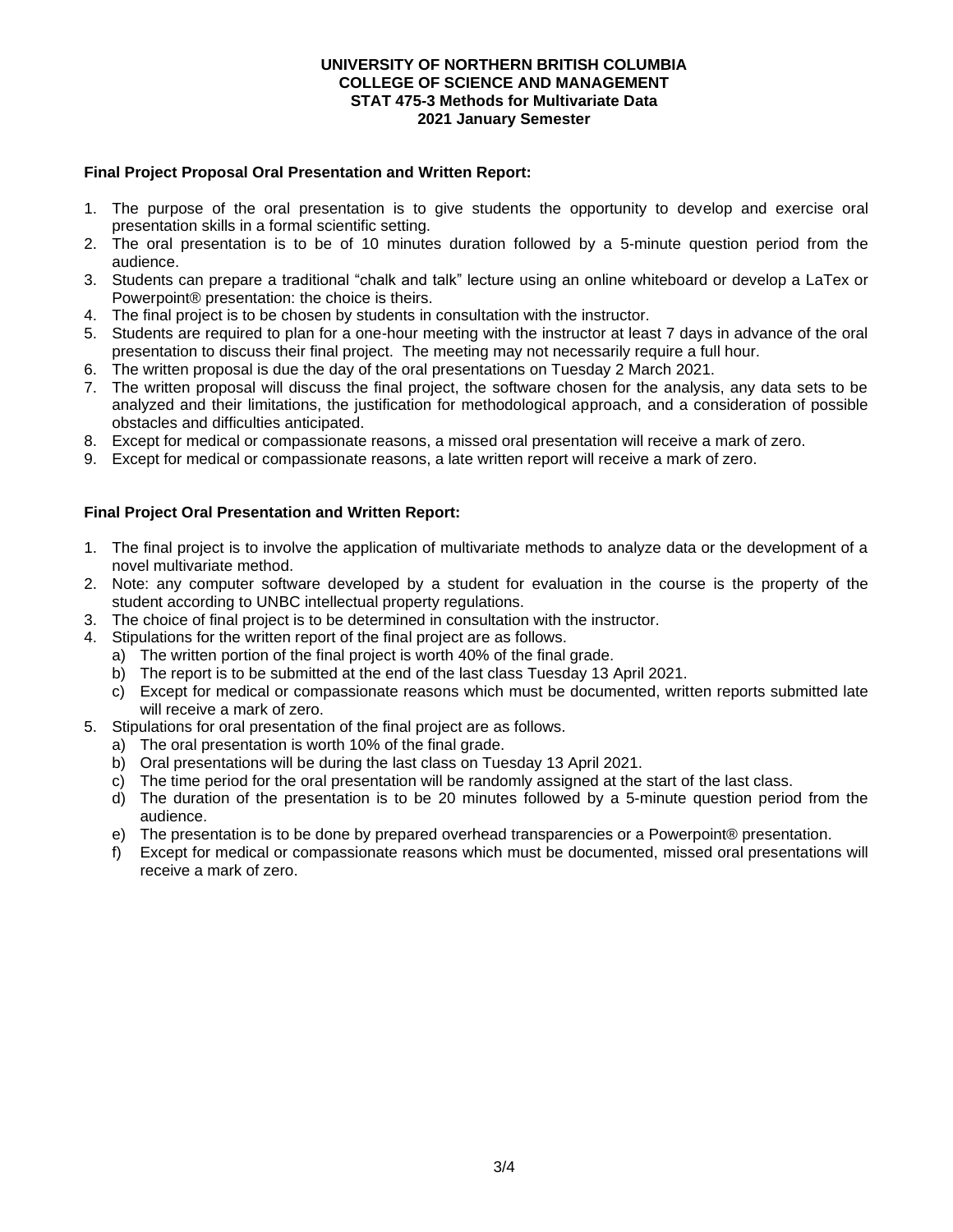**UNIVERSITY OF NORTHERN BRITISH COLUMBIA**
**COLLEGE OF SCIENCE AND MANAGEMENT**
**STAT 475-3 Methods for Multivariate Data**
**2021 January Semester**

### Final Project Proposal Oral Presentation and Written Report:

1. The purpose of the oral presentation is to give students the opportunity to develop and exercise oral presentation skills in a formal scientific setting.
2. The oral presentation is to be of 10 minutes duration followed by a 5-minute question period from the audience.
3. Students can prepare a traditional "chalk and talk" lecture using an online whiteboard or develop a LaTex or Powerpoint® presentation: the choice is theirs.
4. The final project is to be chosen by students in consultation with the instructor.
5. Students are required to plan for a one-hour meeting with the instructor at least 7 days in advance of the oral presentation to discuss their final project. The meeting may not necessarily require a full hour.
6. The written proposal is due the day of the oral presentations on Tuesday 2 March 2021.
7. The written proposal will discuss the final project, the software chosen for the analysis, any data sets to be analyzed and their limitations, the justification for methodological approach, and a consideration of possible obstacles and difficulties anticipated.
8. Except for medical or compassionate reasons, a missed oral presentation will receive a mark of zero.
9. Except for medical or compassionate reasons, a late written report will receive a mark of zero.

### Final Project Oral Presentation and Written Report:

1. The final project is to involve the application of multivariate methods to analyze data or the development of a novel multivariate method.
2. Note: any computer software developed by a student for evaluation in the course is the property of the student according to UNBC intellectual property regulations.
3. The choice of final project is to be determined in consultation with the instructor.
4. Stipulations for the written report of the final project are as follows.
   a) The written portion of the final project is worth 40% of the final grade.
   b) The report is to be submitted at the end of the last class Tuesday 13 April 2021.
   c) Except for medical or compassionate reasons which must be documented, written reports submitted late will receive a mark of zero.
5. Stipulations for oral presentation of the final project are as follows.
   a) The oral presentation is worth 10% of the final grade.
   b) Oral presentations will be during the last class on Tuesday 13 April 2021.
   c) The time period for the oral presentation will be randomly assigned at the start of the last class.
   d) The duration of the presentation is to be 20 minutes followed by a 5-minute question period from the audience.
   e) The presentation is to be done by prepared overhead transparencies or a Powerpoint® presentation.
   f) Except for medical or compassionate reasons which must be documented, missed oral presentations will receive a mark of zero.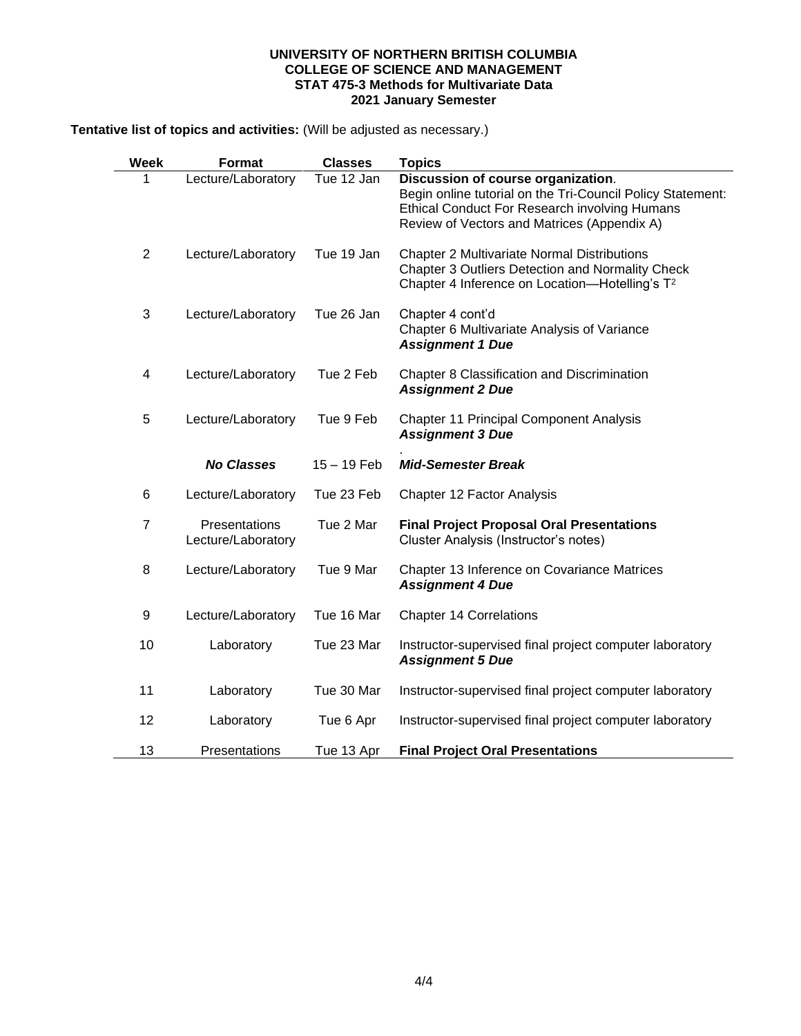**UNIVERSITY OF NORTHERN BRITISH COLUMBIA**
**COLLEGE OF SCIENCE AND MANAGEMENT**
**STAT 475-3 Methods for Multivariate Data**
**2021 January Semester**

**Tentative list of topics and activities:** (Will be adjusted as necessary.)

| Week | Format | Classes | Topics |
|---|---|---|---|
| 1 | Lecture/Laboratory | Tue 12 Jan | **Discussion of course organization**. Begin online tutorial on the Tri-Council Policy Statement: Ethical Conduct For Research involving Humans Review of Vectors and Matrices (Appendix A) |
| 2 | Lecture/Laboratory | Tue 19 Jan | Chapter 2 Multivariate Normal Distributions Chapter 3 Outliers Detection and Normality Check Chapter 4 Inference on Location—Hotelling's $T^2$ |
| 3 | Lecture/Laboratory | Tue 26 Jan | Chapter 4 cont'd Chapter 6 Multivariate Analysis of Variance ***Assignment 1 Due*** |
| 4 | Lecture/Laboratory | Tue 2 Feb | Chapter 8 Classification and Discrimination ***Assignment 2 Due*** |
| 5 | Lecture/Laboratory | Tue 9 Feb | Chapter 11 Principal Component Analysis ***Assignment 3 Due*** |
| | ***No Classes*** | 15 – 19 Feb | ***Mid-Semester Break*** |
| 6 | Lecture/Laboratory | Tue 23 Feb | Chapter 12 Factor Analysis |
| 7 | Presentations Lecture/Laboratory | Tue 2 Mar | **Final Project Proposal Oral Presentations** Cluster Analysis (Instructor's notes) |
| 8 | Lecture/Laboratory | Tue 9 Mar | Chapter 13 Inference on Covariance Matrices ***Assignment 4 Due*** |
| 9 | Lecture/Laboratory | Tue 16 Mar | Chapter 14 Correlations |
| 10 | Laboratory | Tue 23 Mar | Instructor-supervised final project computer laboratory ***Assignment 5 Due*** |
| 11 | Laboratory | Tue 30 Mar | Instructor-supervised final project computer laboratory |
| 12 | Laboratory | Tue 6 Apr | Instructor-supervised final project computer laboratory |
| 13 | Presentations | Tue 13 Apr | **Final Project Oral Presentations** |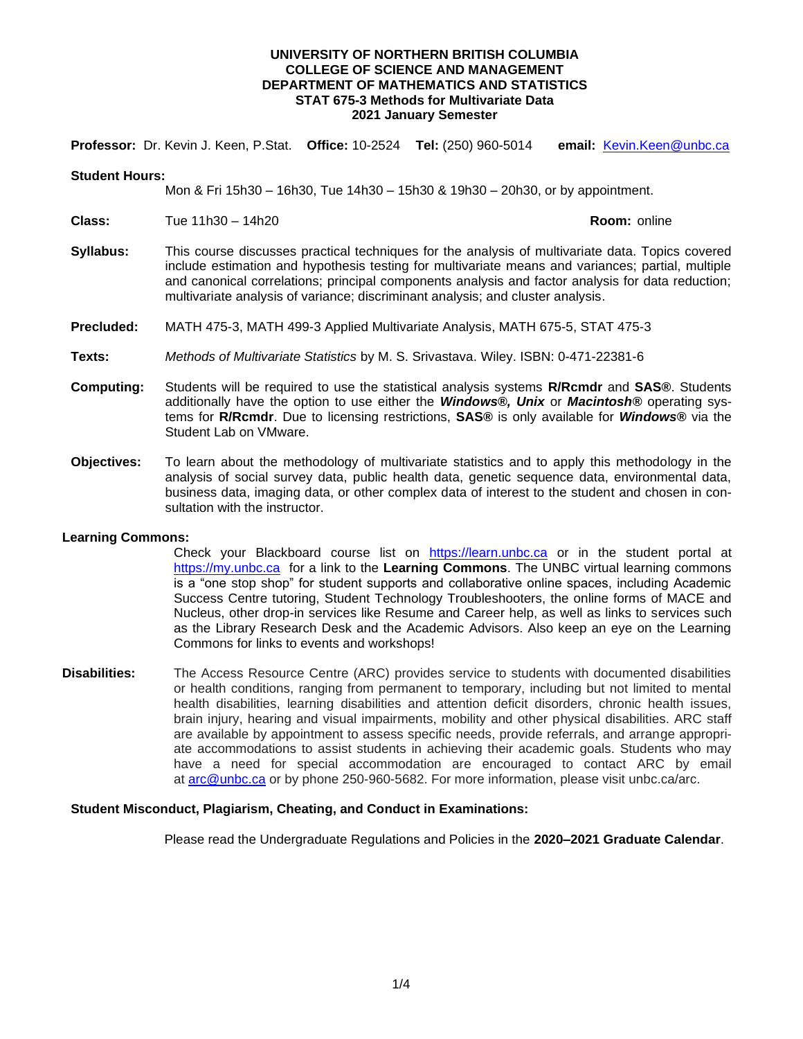**UNIVERSITY OF NORTHERN BRITISH COLUMBIA**
**COLLEGE OF SCIENCE AND MANAGEMENT**
**DEPARTMENT OF MATHEMATICS AND STATISTICS**
**STAT 675-3 Methods for Multivariate Data**
**2021 January Semester**

**Professor:** Dr. Kevin J. Keen, P.Stat. **Office:** 10-2524 **Tel:** (250) 960-5014 **email:** Kevin.Keen@unbc.ca

**Student Hours:**
Mon & Fri 15h30 – 16h30, Tue 14h30 – 15h30 & 19h30 – 20h30, or by appointment.

**Class:** Tue 11h30 – 14h20 **Room:** online

**Syllabus:** This course discusses practical techniques for the analysis of multivariate data. Topics covered include estimation and hypothesis testing for multivariate means and variances; partial, multiple and canonical correlations; principal components analysis and factor analysis for data reduction; multivariate analysis of variance; discriminant analysis; and cluster analysis.

**Precluded:** MATH 475-3, MATH 499-3 Applied Multivariate Analysis, MATH 675-5, STAT 475-3

**Texts:** *Methods of Multivariate Statistics* by M. S. Srivastava. Wiley. ISBN: 0-471-22381-6

**Computing:** Students will be required to use the statistical analysis systems **R/Rcmdr** and **SAS®**. Students additionally have the option to use either the ***Windows®, Unix*** or ***Macintosh®*** operating systems for **R/Rcmdr**. Due to licensing restrictions, **SAS®** is only available for ***Windows®*** via the Student Lab on VMware.

**Objectives:** To learn about the methodology of multivariate statistics and to apply this methodology in the analysis of social survey data, public health data, genetic sequence data, environmental data, business data, imaging data, or other complex data of interest to the student and chosen in consultation with the instructor.

**Learning Commons:**
Check your Blackboard course list on https://learn.unbc.ca or in the student portal at https://my.unbc.ca for a link to the **Learning Commons**. The UNBC virtual learning commons is a "one stop shop" for student supports and collaborative online spaces, including Academic Success Centre tutoring, Student Technology Troubleshooters, the online forms of MACE and Nucleus, other drop-in services like Resume and Career help, as well as links to services such as the Library Research Desk and the Academic Advisors. Also keep an eye on the Learning Commons for links to events and workshops!

**Disabilities:** The Access Resource Centre (ARC) provides service to students with documented disabilities or health conditions, ranging from permanent to temporary, including but not limited to mental health disabilities, learning disabilities and attention deficit disorders, chronic health issues, brain injury, hearing and visual impairments, mobility and other physical disabilities. ARC staff are available by appointment to assess specific needs, provide referrals, and arrange appropriate accommodations to assist students in achieving their academic goals. Students who may have a need for special accommodation are encouraged to contact ARC by email at arc@unbc.ca or by phone 250-960-5682. For more information, please visit unbc.ca/arc.

**Student Misconduct, Plagiarism, Cheating, and Conduct in Examinations:**

Please read the Undergraduate Regulations and Policies in the **2020–2021 Graduate Calendar**.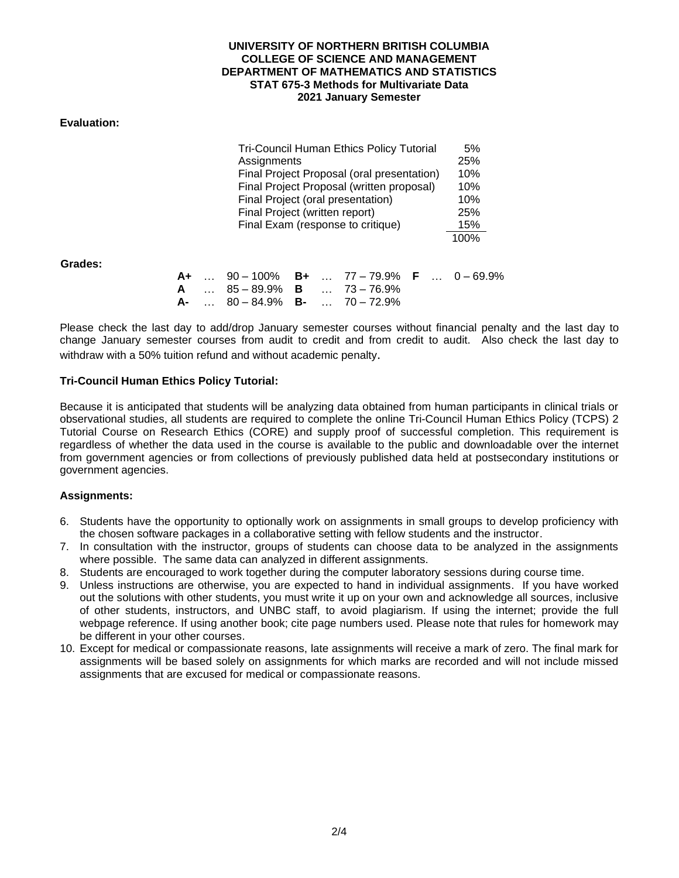**UNIVERSITY OF NORTHERN BRITISH COLUMBIA**
**COLLEGE OF SCIENCE AND MANAGEMENT**
**DEPARTMENT OF MATHEMATICS AND STATISTICS**
**STAT 675-3 Methods for Multivariate Data**
**2021 January Semester**

**Evaluation:**

| Component | Weight |
|---|---|
| Tri-Council Human Ethics Policy Tutorial | 5% |
| Assignments | 25% |
| Final Project Proposal (oral presentation) | 10% |
| Final Project Proposal (written proposal) | 10% |
| Final Project (oral presentation) | 10% |
| Final Project (written report) | 25% |
| Final Exam (response to critique) | 15% |
| | 100% |

**Grades:**

| | | | | | |
|---|---|---|---|---|---|
| **A+** | 90 – 100% | **B+** | 77 – 79.9% | **F** | 0 – 69.9% |
| **A** | 85 – 89.9% | **B** | 73 – 76.9% | | |
| **A-** | 80 – 84.9% | **B-** | 70 – 72.9% | | |

Please check the last day to add/drop January semester courses without financial penalty and the last day to change January semester courses from audit to credit and from credit to audit. Also check the last day to withdraw with a 50% tuition refund and without academic penalty.

**Tri-Council Human Ethics Policy Tutorial:**

Because it is anticipated that students will be analyzing data obtained from human participants in clinical trials or observational studies, all students are required to complete the online Tri-Council Human Ethics Policy (TCPS) 2 Tutorial Course on Research Ethics (CORE) and supply proof of successful completion. This requirement is regardless of whether the data used in the course is available to the public and downloadable over the internet from government agencies or from collections of previously published data held at postsecondary institutions or government agencies.

**Assignments:**

6. Students have the opportunity to optionally work on assignments in small groups to develop proficiency with the chosen software packages in a collaborative setting with fellow students and the instructor.
7. In consultation with the instructor, groups of students can choose data to be analyzed in the assignments where possible. The same data can analyzed in different assignments.
8. Students are encouraged to work together during the computer laboratory sessions during course time.
9. Unless instructions are otherwise, you are expected to hand in individual assignments. If you have worked out the solutions with other students, you must write it up on your own and acknowledge all sources, inclusive of other students, instructors, and UNBC staff, to avoid plagiarism. If using the internet; provide the full webpage reference. If using another book; cite page numbers used. Please note that rules for homework may be different in your other courses.
10. Except for medical or compassionate reasons, late assignments will receive a mark of zero. The final mark for assignments will be based solely on assignments for which marks are recorded and will not include missed assignments that are excused for medical or compassionate reasons.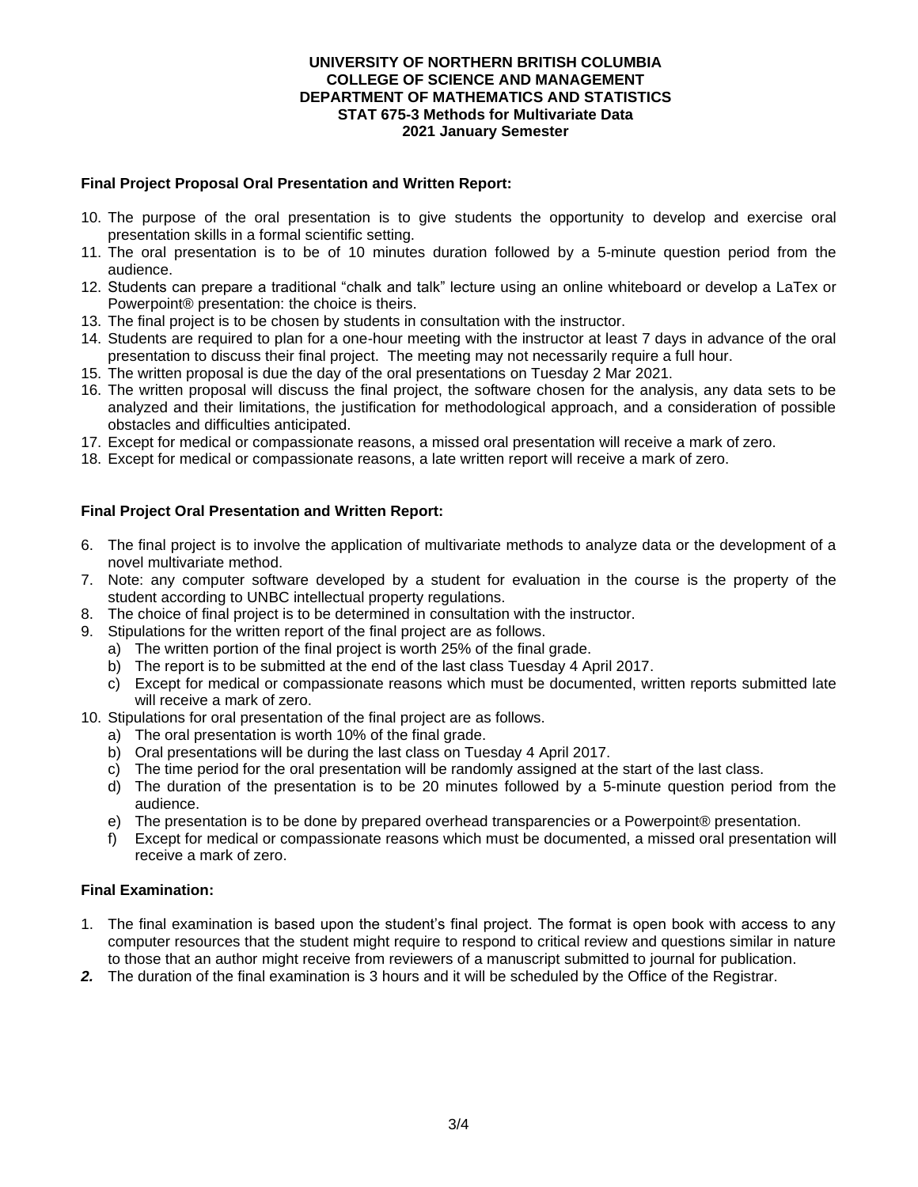**UNIVERSITY OF NORTHERN BRITISH COLUMBIA**
**COLLEGE OF SCIENCE AND MANAGEMENT**
**DEPARTMENT OF MATHEMATICS AND STATISTICS**
**STAT 675-3 Methods for Multivariate Data**
**2021 January Semester**

### Final Project Proposal Oral Presentation and Written Report:

10. The purpose of the oral presentation is to give students the opportunity to develop and exercise oral presentation skills in a formal scientific setting.
11. The oral presentation is to be of 10 minutes duration followed by a 5-minute question period from the audience.
12. Students can prepare a traditional "chalk and talk" lecture using an online whiteboard or develop a LaTex or Powerpoint® presentation: the choice is theirs.
13. The final project is to be chosen by students in consultation with the instructor.
14. Students are required to plan for a one-hour meeting with the instructor at least 7 days in advance of the oral presentation to discuss their final project. The meeting may not necessarily require a full hour.
15. The written proposal is due the day of the oral presentations on Tuesday 2 Mar 2021.
16. The written proposal will discuss the final project, the software chosen for the analysis, any data sets to be analyzed and their limitations, the justification for methodological approach, and a consideration of possible obstacles and difficulties anticipated.
17. Except for medical or compassionate reasons, a missed oral presentation will receive a mark of zero.
18. Except for medical or compassionate reasons, a late written report will receive a mark of zero.

### Final Project Oral Presentation and Written Report:

6. The final project is to involve the application of multivariate methods to analyze data or the development of a novel multivariate method.
7. Note: any computer software developed by a student for evaluation in the course is the property of the student according to UNBC intellectual property regulations.
8. The choice of final project is to be determined in consultation with the instructor.
9. Stipulations for the written report of the final project are as follows.
   a) The written portion of the final project is worth 25% of the final grade.
   b) The report is to be submitted at the end of the last class Tuesday 4 April 2017.
   c) Except for medical or compassionate reasons which must be documented, written reports submitted late will receive a mark of zero.
10. Stipulations for oral presentation of the final project are as follows.
    a) The oral presentation is worth 10% of the final grade.
    b) Oral presentations will be during the last class on Tuesday 4 April 2017.
    c) The time period for the oral presentation will be randomly assigned at the start of the last class.
    d) The duration of the presentation is to be 20 minutes followed by a 5-minute question period from the audience.
    e) The presentation is to be done by prepared overhead transparencies or a Powerpoint® presentation.
    f) Except for medical or compassionate reasons which must be documented, a missed oral presentation will receive a mark of zero.

### Final Examination:

1. The final examination is based upon the student's final project. The format is open book with access to any computer resources that the student might require to respond to critical review and questions similar in nature to those that an author might receive from reviewers of a manuscript submitted to journal for publication.
2. The duration of the final examination is 3 hours and it will be scheduled by the Office of the Registrar.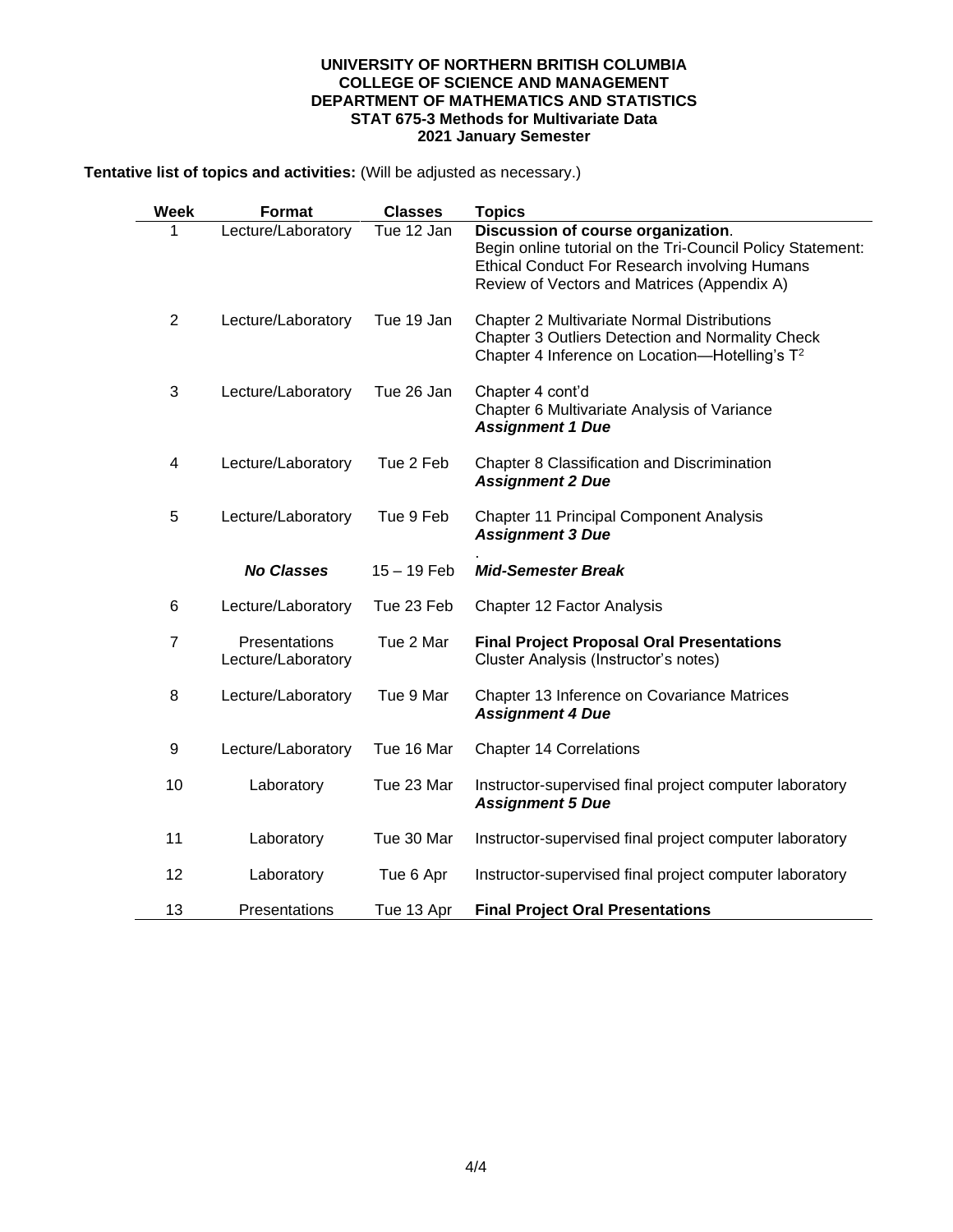**UNIVERSITY OF NORTHERN BRITISH COLUMBIA**
**COLLEGE OF SCIENCE AND MANAGEMENT**
**DEPARTMENT OF MATHEMATICS AND STATISTICS**
**STAT 675-3 Methods for Multivariate Data**
**2021 January Semester**

**Tentative list of topics and activities:** (Will be adjusted as necessary.)

| Week | Format | Classes | Topics |
|---|---|---|---|
| 1 | Lecture/Laboratory | Tue 12 Jan | **Discussion of course organization**.<br>Begin online tutorial on the Tri-Council Policy Statement: Ethical Conduct For Research involving Humans<br>Review of Vectors and Matrices (Appendix A) |
| 2 | Lecture/Laboratory | Tue 19 Jan | Chapter 2 Multivariate Normal Distributions<br>Chapter 3 Outliers Detection and Normality Check<br>Chapter 4 Inference on Location—Hotelling's $T^2$ |
| 3 | Lecture/Laboratory | Tue 26 Jan | Chapter 4 cont'd<br>Chapter 6 Multivariate Analysis of Variance<br>***Assignment 1 Due*** |
| 4 | Lecture/Laboratory | Tue 2 Feb | Chapter 8 Classification and Discrimination<br>***Assignment 2 Due*** |
| 5 | Lecture/Laboratory | Tue 9 Feb | Chapter 11 Principal Component Analysis<br>***Assignment 3 Due*** |
| | ***No Classes*** | 15 – 19 Feb | ***Mid-Semester Break*** |
| 6 | Lecture/Laboratory | Tue 23 Feb | Chapter 12 Factor Analysis |
| 7 | Presentations<br>Lecture/Laboratory | Tue 2 Mar | **Final Project Proposal Oral Presentations**<br>Cluster Analysis (Instructor's notes) |
| 8 | Lecture/Laboratory | Tue 9 Mar | Chapter 13 Inference on Covariance Matrices<br>***Assignment 4 Due*** |
| 9 | Lecture/Laboratory | Tue 16 Mar | Chapter 14 Correlations |
| 10 | Laboratory | Tue 23 Mar | Instructor-supervised final project computer laboratory<br>***Assignment 5 Due*** |
| 11 | Laboratory | Tue 30 Mar | Instructor-supervised final project computer laboratory |
| 12 | Laboratory | Tue 6 Apr | Instructor-supervised final project computer laboratory |
| 13 | Presentations | Tue 13 Apr | **Final Project Oral Presentations** |